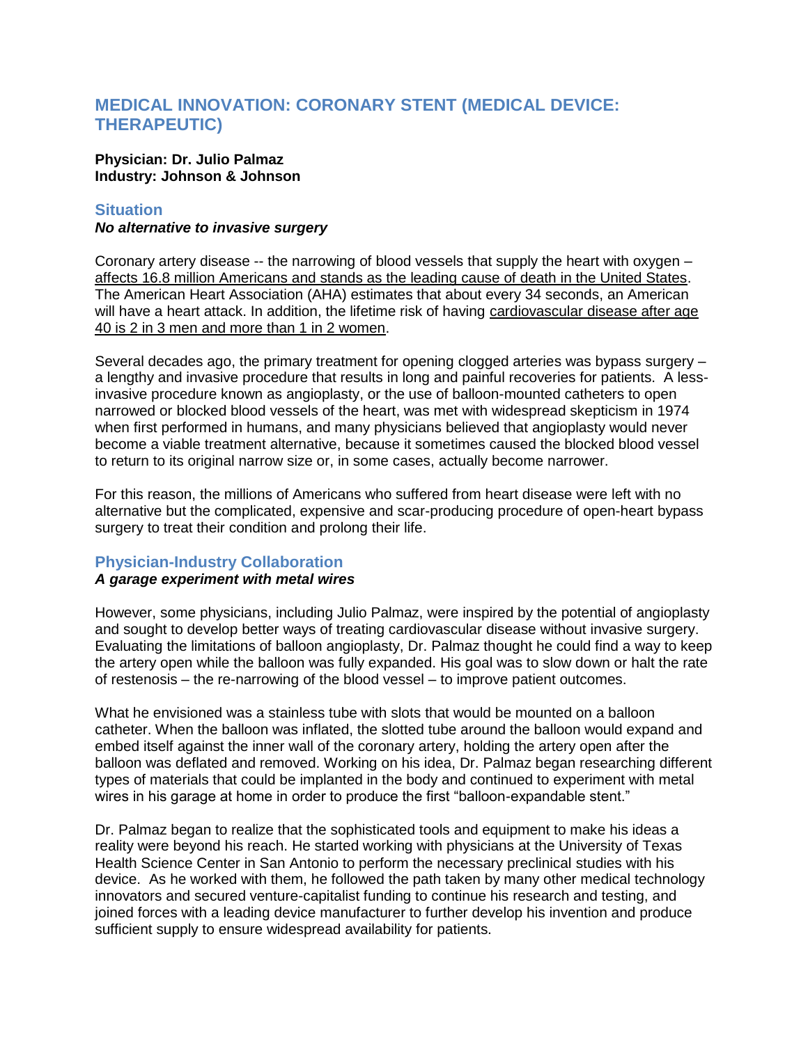# MEDICAL INNOVATION: CORONARY STENT (MEDICAL DEVICE: THERAPEUTIC)

**Physician: Dr. Julio Palmaz**
**Industry: Johnson & Johnson**

## Situation

### *No alternative to invasive surgery*

Coronary artery disease -- the narrowing of blood vessels that supply the heart with oxygen – affects 16.8 million Americans and stands as the leading cause of death in the United States. The American Heart Association (AHA) estimates that about every 34 seconds, an American will have a heart attack. In addition, the lifetime risk of having cardiovascular disease after age 40 is 2 in 3 men and more than 1 in 2 women.

Several decades ago, the primary treatment for opening clogged arteries was bypass surgery – a lengthy and invasive procedure that results in long and painful recoveries for patients. A less-invasive procedure known as angioplasty, or the use of balloon-mounted catheters to open narrowed or blocked blood vessels of the heart, was met with widespread skepticism in 1974 when first performed in humans, and many physicians believed that angioplasty would never become a viable treatment alternative, because it sometimes caused the blocked blood vessel to return to its original narrow size or, in some cases, actually become narrower.

For this reason, the millions of Americans who suffered from heart disease were left with no alternative but the complicated, expensive and scar-producing procedure of open-heart bypass surgery to treat their condition and prolong their life.

## Physician-Industry Collaboration

### *A garage experiment with metal wires*

However, some physicians, including Julio Palmaz, were inspired by the potential of angioplasty and sought to develop better ways of treating cardiovascular disease without invasive surgery. Evaluating the limitations of balloon angioplasty, Dr. Palmaz thought he could find a way to keep the artery open while the balloon was fully expanded. His goal was to slow down or halt the rate of restenosis – the re-narrowing of the blood vessel – to improve patient outcomes.

What he envisioned was a stainless tube with slots that would be mounted on a balloon catheter. When the balloon was inflated, the slotted tube around the balloon would expand and embed itself against the inner wall of the coronary artery, holding the artery open after the balloon was deflated and removed. Working on his idea, Dr. Palmaz began researching different types of materials that could be implanted in the body and continued to experiment with metal wires in his garage at home in order to produce the first "balloon-expandable stent."

Dr. Palmaz began to realize that the sophisticated tools and equipment to make his ideas a reality were beyond his reach. He started working with physicians at the University of Texas Health Science Center in San Antonio to perform the necessary preclinical studies with his device. As he worked with them, he followed the path taken by many other medical technology innovators and secured venture-capitalist funding to continue his research and testing, and joined forces with a leading device manufacturer to further develop his invention and produce sufficient supply to ensure widespread availability for patients.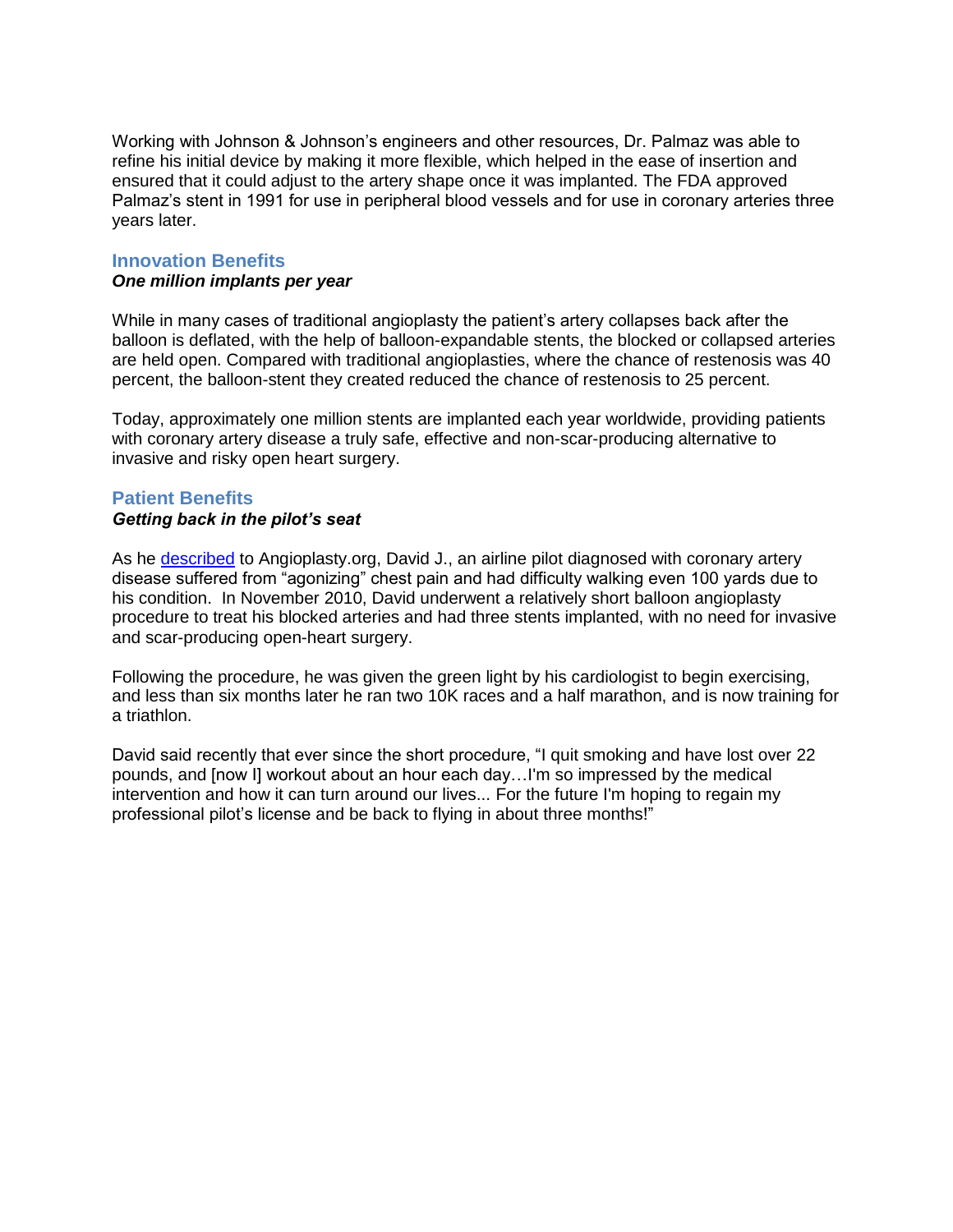Working with Johnson & Johnson's engineers and other resources, Dr. Palmaz was able to refine his initial device by making it more flexible, which helped in the ease of insertion and ensured that it could adjust to the artery shape once it was implanted. The FDA approved Palmaz's stent in 1991 for use in peripheral blood vessels and for use in coronary arteries three years later.

## Innovation Benefits

***One million implants per year***

While in many cases of traditional angioplasty the patient's artery collapses back after the balloon is deflated, with the help of balloon-expandable stents, the blocked or collapsed arteries are held open. Compared with traditional angioplasties, where the chance of restenosis was 40 percent, the balloon-stent they created reduced the chance of restenosis to 25 percent.

Today, approximately one million stents are implanted each year worldwide, providing patients with coronary artery disease a truly safe, effective and non-scar-producing alternative to invasive and risky open heart surgery.

## Patient Benefits

***Getting back in the pilot's seat***

As he described to Angioplasty.org, David J., an airline pilot diagnosed with coronary artery disease suffered from "agonizing" chest pain and had difficulty walking even 100 yards due to his condition. In November 2010, David underwent a relatively short balloon angioplasty procedure to treat his blocked arteries and had three stents implanted, with no need for invasive and scar-producing open-heart surgery.

Following the procedure, he was given the green light by his cardiologist to begin exercising, and less than six months later he ran two 10K races and a half marathon, and is now training for a triathlon.

David said recently that ever since the short procedure, "I quit smoking and have lost over 22 pounds, and [now I] workout about an hour each day…I'm so impressed by the medical intervention and how it can turn around our lives... For the future I'm hoping to regain my professional pilot's license and be back to flying in about three months!"